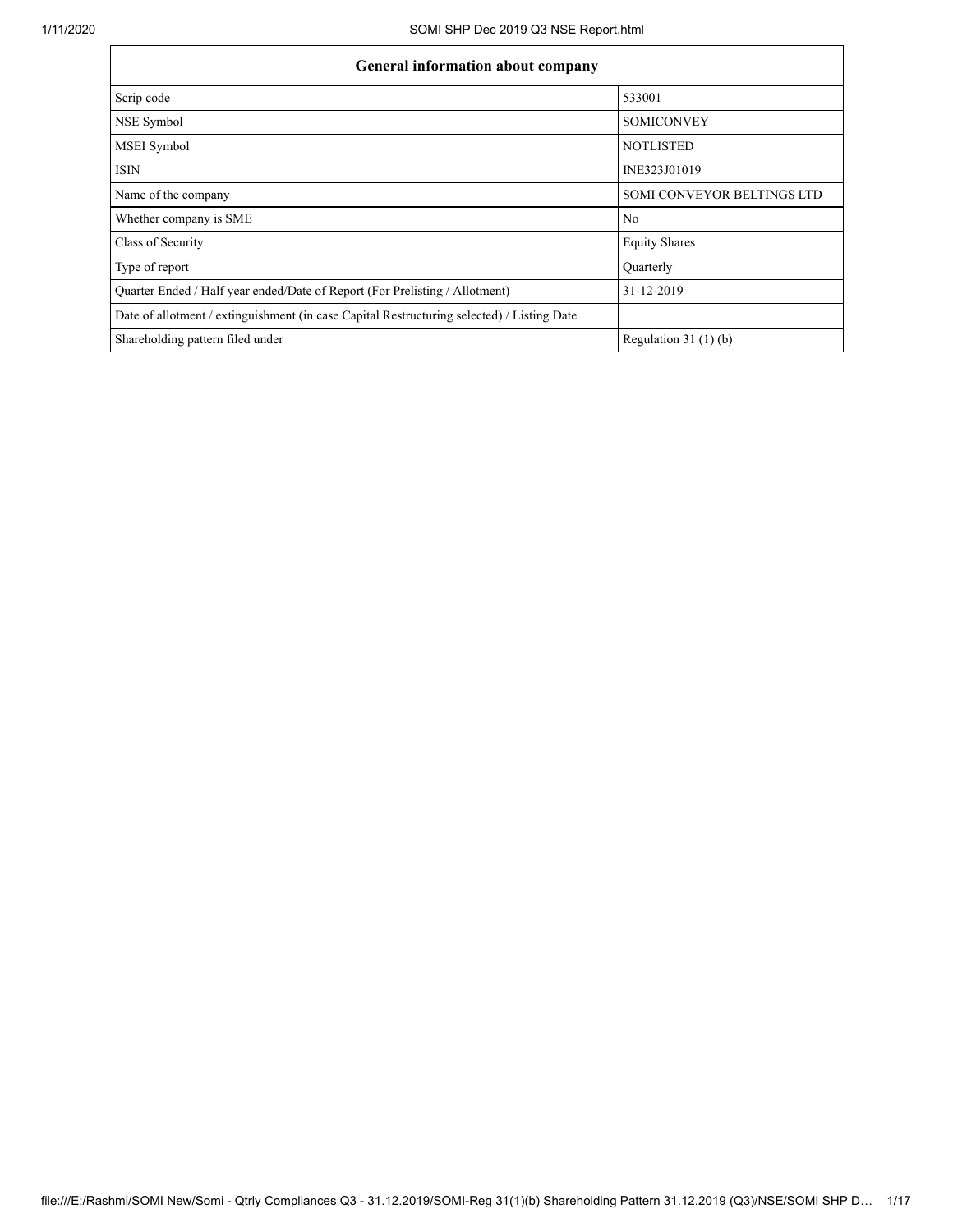| General information about company | |
|---|---|
| Scrip code | 533001 |
| NSE Symbol | SOMICONVEY |
| MSEI Symbol | NOTLISTED |
| ISIN | INE323J01019 |
| Name of the company | SOMI CONVEYOR BELTINGS LTD |
| Whether company is SME | No |
| Class of Security | Equity Shares |
| Type of report | Quarterly |
| Quarter Ended / Half year ended/Date of Report (For Prelisting / Allotment) | 31-12-2019 |
| Date of allotment / extinguishment (in case Capital Restructuring selected) / Listing Date | |
| Shareholding pattern filed under | Regulation 31 (1) (b) |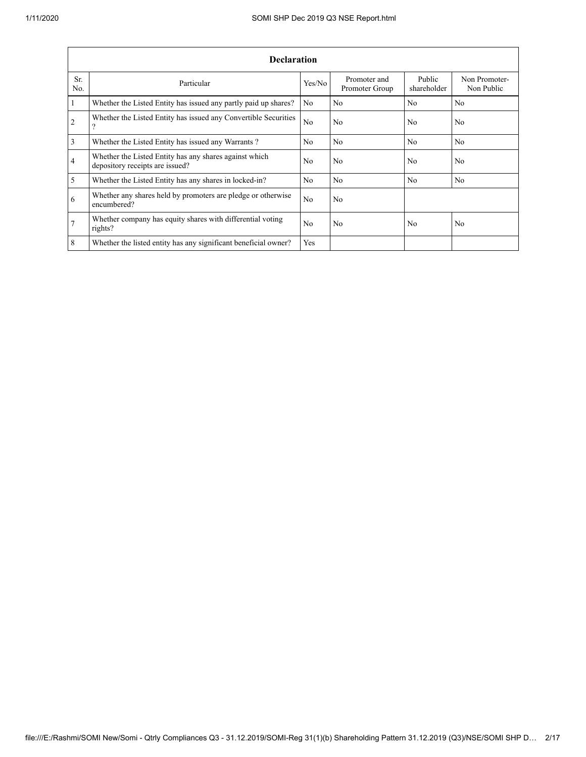| Declaration | | | | | |
|---|---|---|---|---|---|
| Sr. No. | Particular | Yes/No | Promoter and Promoter Group | Public shareholder | Non Promoter- Non Public |
| 1 | Whether the Listed Entity has issued any partly paid up shares? | No | No | No | No |
| 2 | Whether the Listed Entity has issued any Convertible Securities ? | No | No | No | No |
| 3 | Whether the Listed Entity has issued any Warrants ? | No | No | No | No |
| 4 | Whether the Listed Entity has any shares against which depository receipts are issued? | No | No | No | No |
| 5 | Whether the Listed Entity has any shares in locked-in? | No | No | No | No |
| 6 | Whether any shares held by promoters are pledge or otherwise encumbered? | No | No | | |
| 7 | Whether company has equity shares with differential voting rights? | No | No | No | No |
| 8 | Whether the listed entity has any significant beneficial owner? | Yes | | | |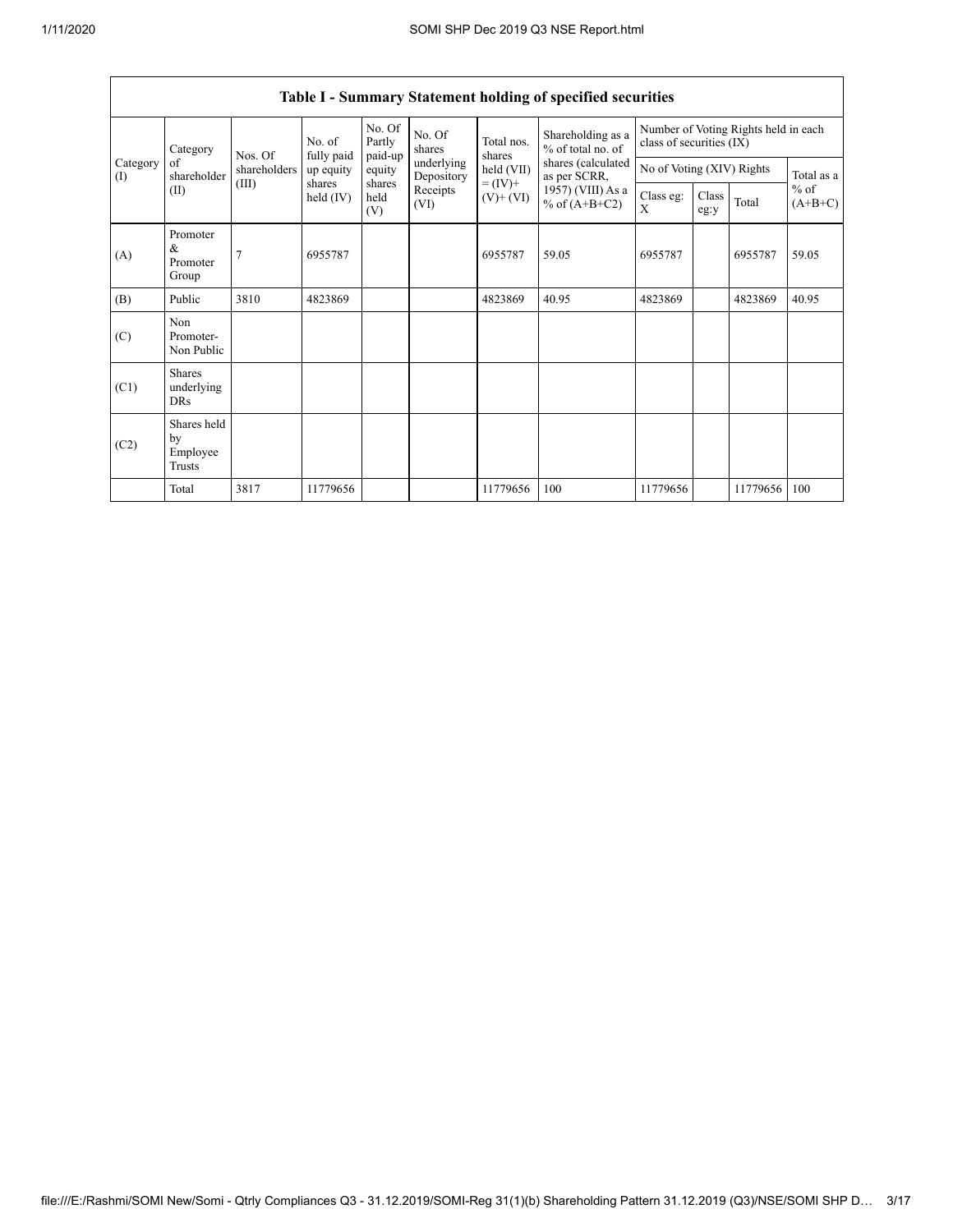| Table I - Summary Statement holding of specified securities | | | | | | | | | | | | |
|---|---|---|---|---|---|---|---|---|---|---|---|---|
| Category (I) | Category of shareholder (II) | Nos. Of shareholders (III) | No. of fully paid up equity shares held (IV) | No. Of Partly paid-up equity shares held (V) | No. Of shares underlying Depository Receipts (VI) | Total nos. shares held (VII) = (IV)+ (V)+ (VI) | Shareholding as a % of total no. of shares (calculated as per SCRR, 1957) (VIII) As a % of (A+B+C2) | Number of Voting Rights held in each class of securities (IX) | | | |
| | | | | | | | | No of Voting (XIV) Rights | | | Total as a % of (A+B+C) |
| | | | | | | | | Class eg: X | Class eg:y | Total | |
| (A) | Promoter & Promoter Group | 7 | 6955787 | | | 6955787 | 59.05 | 6955787 | | 6955787 | 59.05 |
| (B) | Public | 3810 | 4823869 | | | 4823869 | 40.95 | 4823869 | | 4823869 | 40.95 |
| (C) | Non Promoter- Non Public | | | | | | | | | | |
| (C1) | Shares underlying DRs | | | | | | | | | | |
| (C2) | Shares held by Employee Trusts | | | | | | | | | | |
| | Total | 3817 | 11779656 | | | 11779656 | 100 | 11779656 | | 11779656 | 100 |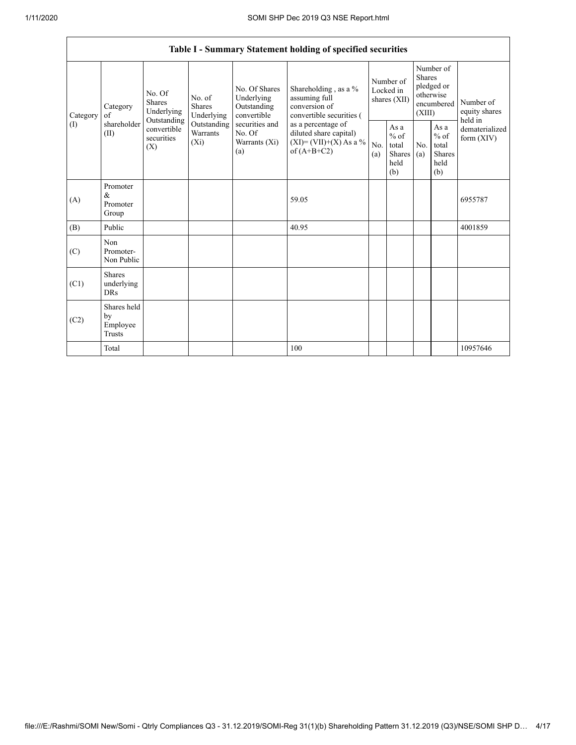| Table I - Summary Statement holding of specified securities | | | | | | | | | | | |
|---|---|---|---|---|---|---|---|---|---|---|---|
| Category (I) | Category of shareholder (II) | No. Of Shares Underlying Outstanding convertible securities (X) | No. of Shares Underlying Outstanding Warrants (Xi) | No. Of Shares Underlying Outstanding convertible securities and No. Of Warrants (Xi) (a) | Shareholding , as a % assuming full conversion of convertible securities ( as a percentage of diluted share capital) (XI)= (VII)+(X) As a % of (A+B+C2) | Number of Locked in shares (XII) | | Number of Shares pledged or otherwise encumbered (XIII) | | Number of equity shares held in dematerialized form (XIV) |
| | | | | | | No. (a) | As a % of total Shares held (b) | No. (a) | As a % of total Shares held (b) | |
| (A) | Promoter & Promoter Group | | | | 59.05 | | | | | 6955787 |
| (B) | Public | | | | 40.95 | | | | | 4001859 |
| (C) | Non Promoter- Non Public | | | | | | | | | |
| (C1) | Shares underlying DRs | | | | | | | | | |
| (C2) | Shares held by Employee Trusts | | | | | | | | | |
| | Total | | | | 100 | | | | | 10957646 |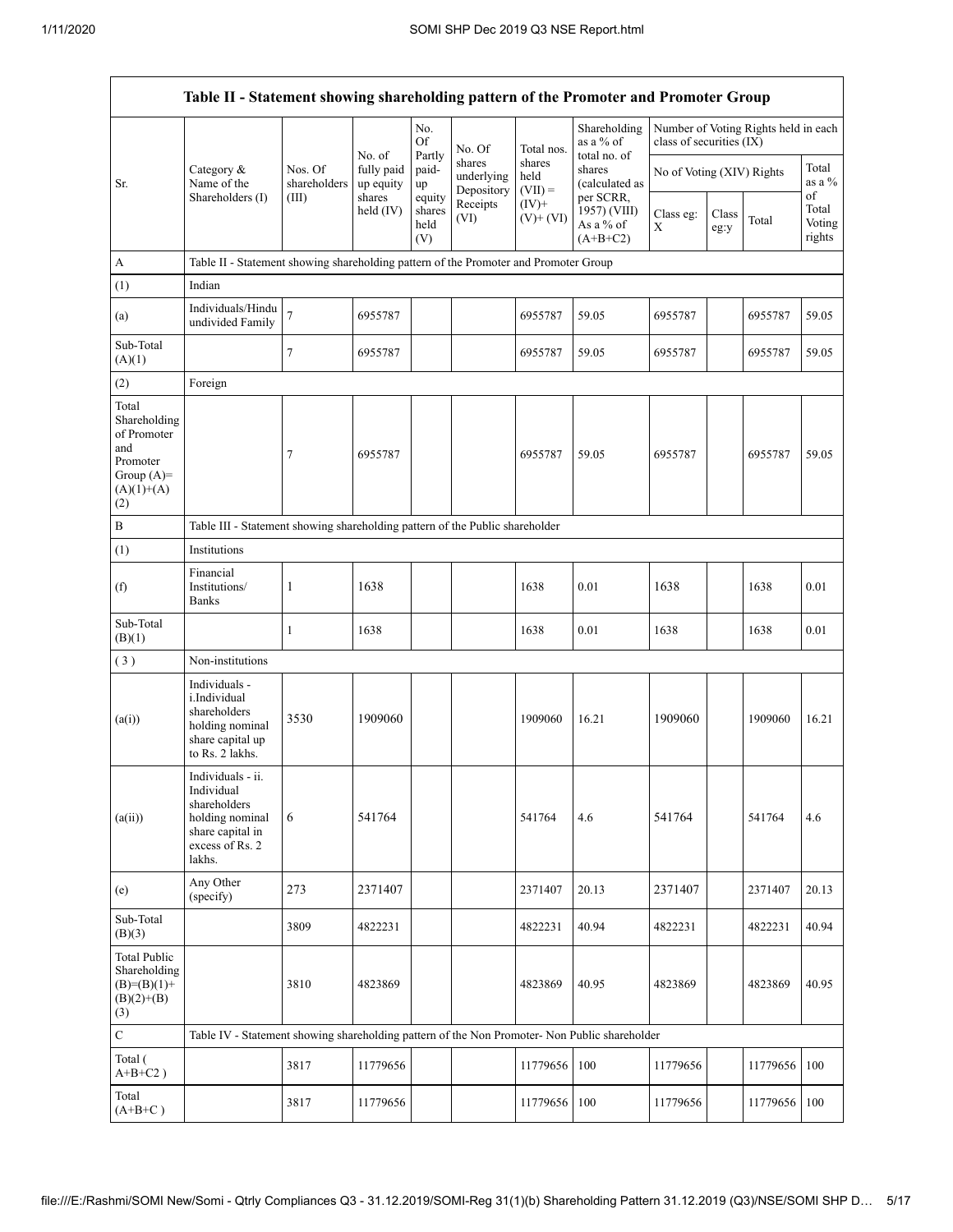| Table II - Statement showing shareholding pattern of the Promoter and Promoter Group | | | | | | | | | | | | |
|---|---|---|---|---|---|---|---|---|---|---|---|---|
| Sr. | Category & Name of the Shareholders (I) | Nos. Of shareholders (III) | No. of fully paid up equity shares held (IV) | No. Of Partly paid-up equity shares held (V) | No. Of shares underlying Depository Receipts (VI) | Total nos. shares held (VII) = (IV)+ (V)+ (VI) | Shareholding as a % of total no. of shares (calculated as per SCRR, 1957) (VIII) As a % of (A+B+C2) | Number of Voting Rights held in each class of securities (IX) | | | |
| | | | | | | | | No of Voting (XIV) Rights | | | Total as a % of Total Voting rights |
| | | | | | | | | Class eg: X | Class eg:y | Total | |
| A | Table II - Statement showing shareholding pattern of the Promoter and Promoter Group | | | | | | | | | | |
| (1) | Indian | | | | | | | | | | |
| (a) | Individuals/Hindu undivided Family | 7 | 6955787 | | | 6955787 | 59.05 | 6955787 | | 6955787 | 59.05 |
| Sub-Total (A)(1) | | 7 | 6955787 | | | 6955787 | 59.05 | 6955787 | | 6955787 | 59.05 |
| (2) | Foreign | | | | | | | | | | |
| Total Shareholding of Promoter and Promoter Group (A)=(A)(1)+(A)(2) | | 7 | 6955787 | | | 6955787 | 59.05 | 6955787 | | 6955787 | 59.05 |
| B | Table III - Statement showing shareholding pattern of the Public shareholder | | | | | | | | | | |
| (1) | Institutions | | | | | | | | | | |
| (f) | Financial Institutions/ Banks | 1 | 1638 | | | 1638 | 0.01 | 1638 | | 1638 | 0.01 |
| Sub-Total (B)(1) | | 1 | 1638 | | | 1638 | 0.01 | 1638 | | 1638 | 0.01 |
| (3) | Non-institutions | | | | | | | | | | |
| (a(i)) | Individuals - i.Individual shareholders holding nominal share capital up to Rs. 2 lakhs. | 3530 | 1909060 | | | 1909060 | 16.21 | 1909060 | | 1909060 | 16.21 |
| (a(ii)) | Individuals - ii. Individual shareholders holding nominal share capital in excess of Rs. 2 lakhs. | 6 | 541764 | | | 541764 | 4.6 | 541764 | | 541764 | 4.6 |
| (e) | Any Other (specify) | 273 | 2371407 | | | 2371407 | 20.13 | 2371407 | | 2371407 | 20.13 |
| Sub-Total (B)(3) | | 3809 | 4822231 | | | 4822231 | 40.94 | 4822231 | | 4822231 | 40.94 |
| Total Public Shareholding (B)=(B)(1)+(B)(2)+(B)(3) | | 3810 | 4823869 | | | 4823869 | 40.95 | 4823869 | | 4823869 | 40.95 |
| C | Table IV - Statement showing shareholding pattern of the Non Promoter- Non Public shareholder | | | | | | | | | | |
| Total ( A+B+C2 ) | | 3817 | 11779656 | | | 11779656 | 100 | 11779656 | | 11779656 | 100 |
| Total (A+B+C ) | | 3817 | 11779656 | | | 11779656 | 100 | 11779656 | | 11779656 | 100 |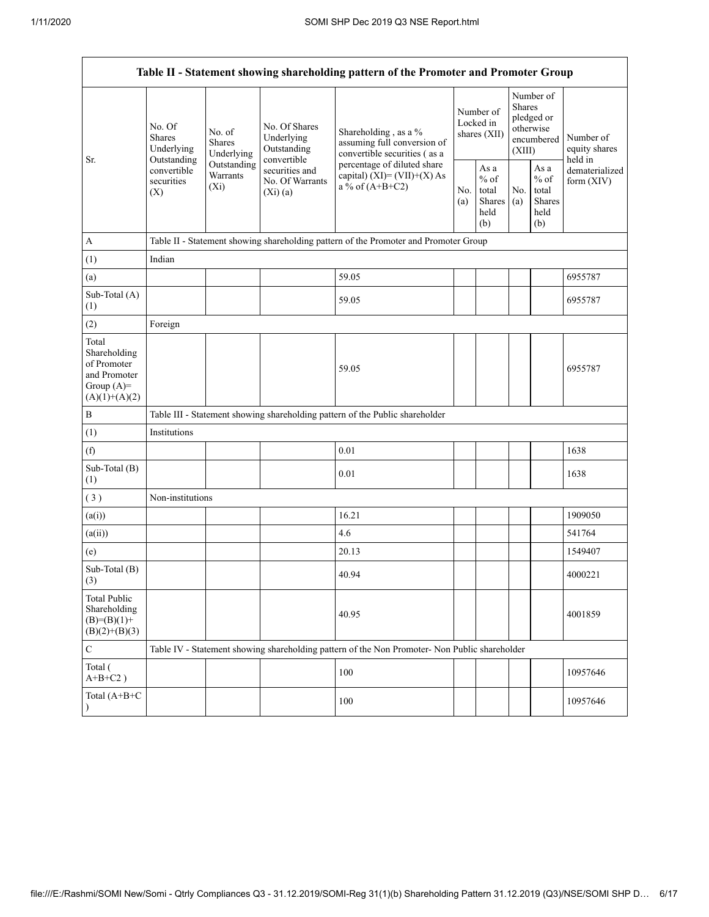| Table II - Statement showing shareholding pattern of the Promoter and Promoter Group | | | | | | | | | |
|---|---|---|---|---|---|---|---|---|---|
| Sr. | No. Of Shares Underlying Outstanding convertible securities (X) | No. of Shares Underlying Outstanding Warrants (Xi) | No. Of Shares Underlying Outstanding convertible securities and No. Of Warrants (Xi) (a) | Shareholding , as a % assuming full conversion of convertible securities ( as a percentage of diluted share capital) (XI)= (VII)+(X) As a % of (A+B+C2) | Number of Locked in shares (XII) | | Number of Shares pledged or otherwise encumbered (XIII) | | Number of equity shares held in dematerialized form (XIV) |
| | | | | | No. (a) | As a % of total Shares held (b) | No. (a) | As a % of total Shares held (b) | |
| A | Table II - Statement showing shareholding pattern of the Promoter and Promoter Group | | | | | | | | |
| (1) | Indian | | | | | | | | |
| (a) | | | | 59.05 | | | | | 6955787 |
| Sub-Total (A) (1) | | | | 59.05 | | | | | 6955787 |
| (2) | Foreign | | | | | | | | |
| Total Shareholding of Promoter and Promoter Group (A)= (A)(1)+(A)(2) | | | | 59.05 | | | | | 6955787 |
| B | Table III - Statement showing shareholding pattern of the Public shareholder | | | | | | | | |
| (1) | Institutions | | | | | | | | |
| (f) | | | | 0.01 | | | | | 1638 |
| Sub-Total (B) (1) | | | | 0.01 | | | | | 1638 |
| ( 3 ) | Non-institutions | | | | | | | | |
| (a(i)) | | | | 16.21 | | | | | 1909050 |
| (a(ii)) | | | | 4.6 | | | | | 541764 |
| (e) | | | | 20.13 | | | | | 1549407 |
| Sub-Total (B) (3) | | | | 40.94 | | | | | 4000221 |
| Total Public Shareholding (B)=(B)(1)+(B)(2)+(B)(3) | | | | 40.95 | | | | | 4001859 |
| C | Table IV - Statement showing shareholding pattern of the Non Promoter- Non Public shareholder | | | | | | | | |
| Total ( A+B+C2 ) | | | | 100 | | | | | 10957646 |
| Total (A+B+C ) | | | | 100 | | | | | 10957646 |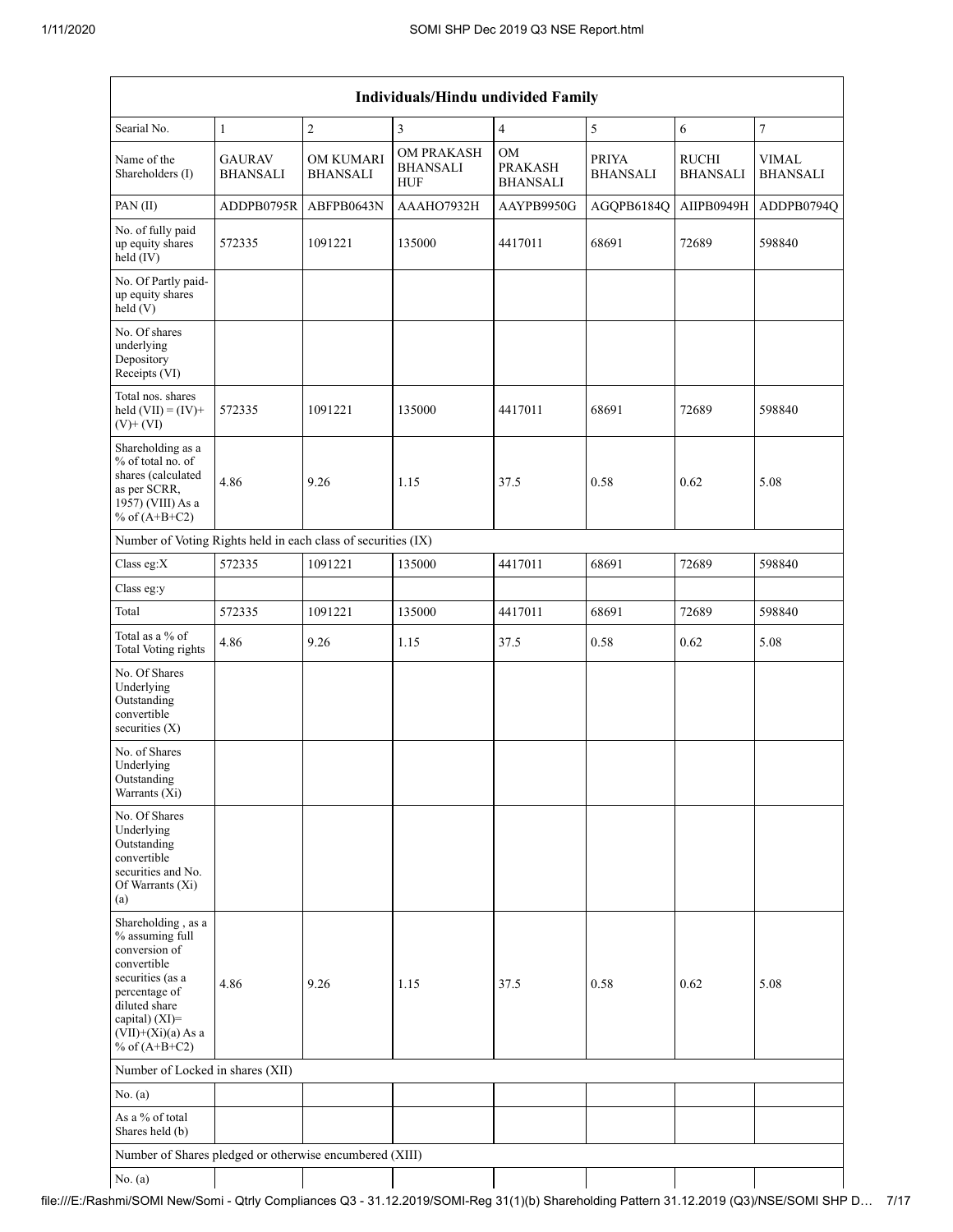| Individuals/Hindu undivided Family | | | | | | | |
|---|---|---|---|---|---|---|---|
| Searial No. | 1 | 2 | 3 | 4 | 5 | 6 | 7 |
| Name of the Shareholders (I) | GAURAV BHANSALI | OM KUMARI BHANSALI | OM PRAKASH BHANSALI HUF | OM PRAKASH BHANSALI | PRIYA BHANSALI | RUCHI BHANSALI | VIMAL BHANSALI |
| PAN (II) | ADDPB0795R | ABFPB0643N | AAAHO7932H | AAYPB9950G | AGQPB6184Q | AIIPB0949H | ADDPB0794Q |
| No. of fully paid up equity shares held (IV) | 572335 | 1091221 | 135000 | 4417011 | 68691 | 72689 | 598840 |
| No. Of Partly paid-up equity shares held (V) | | | | | | | |
| No. Of shares underlying Depository Receipts (VI) | | | | | | | |
| Total nos. shares held (VII) = (IV)+ (V)+ (VI) | 572335 | 1091221 | 135000 | 4417011 | 68691 | 72689 | 598840 |
| Shareholding as a % of total no. of shares (calculated as per SCRR, 1957) (VIII) As a % of (A+B+C2) | 4.86 | 9.26 | 1.15 | 37.5 | 0.58 | 0.62 | 5.08 |
| Number of Voting Rights held in each class of securities (IX) | | | | | | | |
| Class eg:X | 572335 | 1091221 | 135000 | 4417011 | 68691 | 72689 | 598840 |
| Class eg:y | | | | | | | |
| Total | 572335 | 1091221 | 135000 | 4417011 | 68691 | 72689 | 598840 |
| Total as a % of Total Voting rights | 4.86 | 9.26 | 1.15 | 37.5 | 0.58 | 0.62 | 5.08 |
| No. Of Shares Underlying Outstanding convertible securities (X) | | | | | | | |
| No. of Shares Underlying Outstanding Warrants (Xi) | | | | | | | |
| No. Of Shares Underlying Outstanding convertible securities and No. Of Warrants (Xi) (a) | | | | | | | |
| Shareholding , as a % assuming full conversion of convertible securities (as a percentage of diluted share capital) (XI)= (VII)+(Xi)(a) As a % of (A+B+C2) | 4.86 | 9.26 | 1.15 | 37.5 | 0.58 | 0.62 | 5.08 |
| Number of Locked in shares (XII) | | | | | | | |
| No. (a) | | | | | | | |
| As a % of total Shares held (b) | | | | | | | |
| Number of Shares pledged or otherwise encumbered (XIII) | | | | | | | |
| No. (a) | | | | | | | |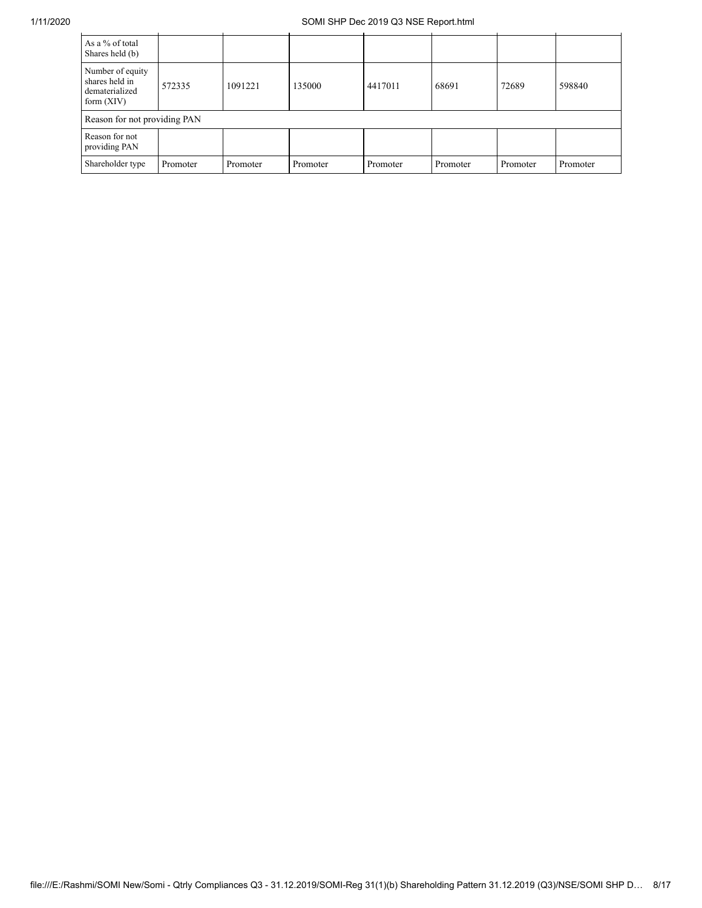| As a % of total Shares held (b) | | | | | | | |
|---|---|---|---|---|---|---|---|
| Number of equity shares held in dematerialized form (XIV) | 572335 | 1091221 | 135000 | 4417011 | 68691 | 72689 | 598840 |
| Reason for not providing PAN | | | | | | | |
| Reason for not providing PAN | | | | | | | |
| Shareholder type | Promoter | Promoter | Promoter | Promoter | Promoter | Promoter | Promoter |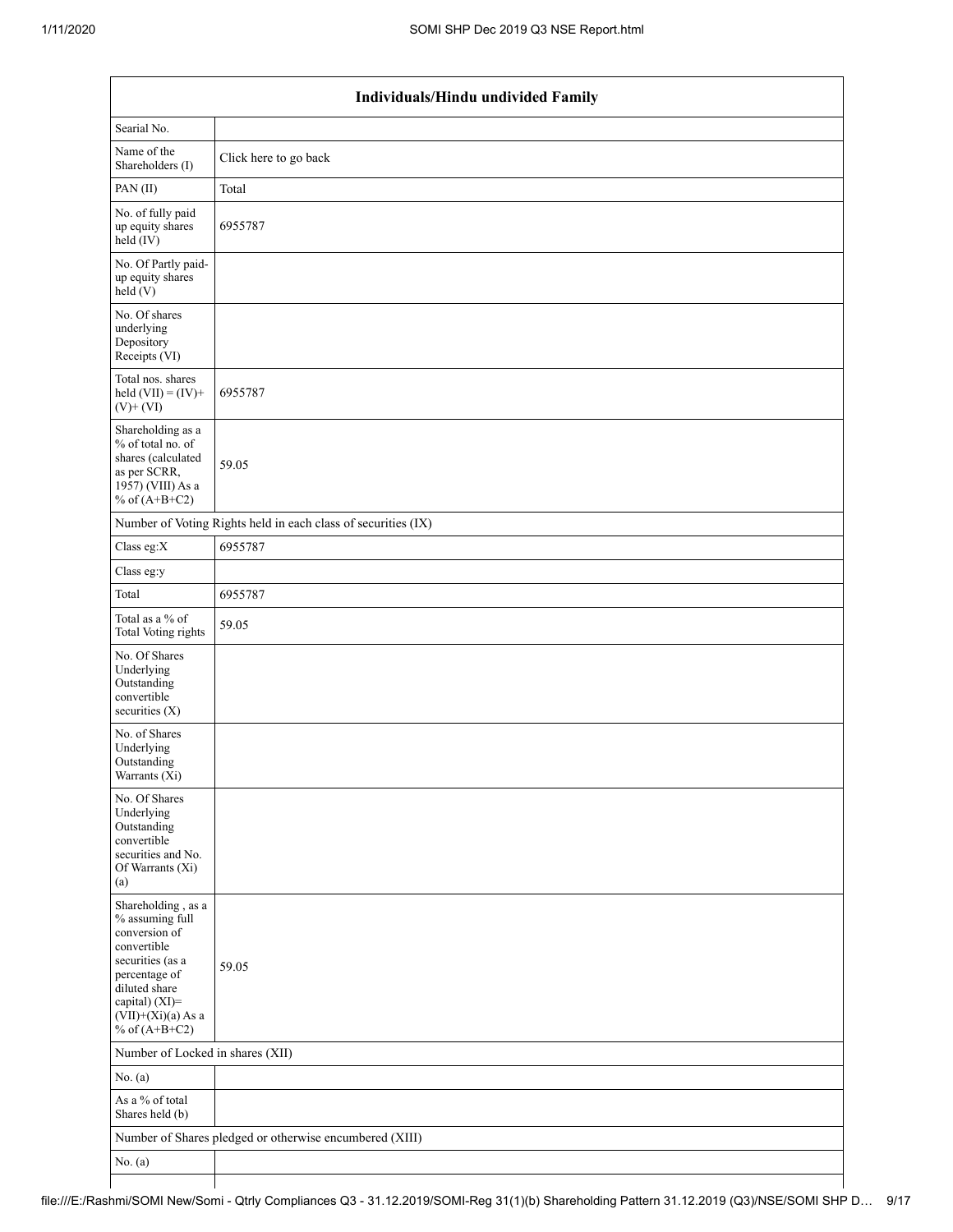| Individuals/Hindu undivided Family | |
|---|---|
| Searial No. | |
| Name of the Shareholders (I) | Click here to go back |
| PAN (II) | Total |
| No. of fully paid up equity shares held (IV) | 6955787 |
| No. Of Partly paid-up equity shares held (V) | |
| No. Of shares underlying Depository Receipts (VI) | |
| Total nos. shares held (VII) = (IV)+ (V)+ (VI) | 6955787 |
| Shareholding as a % of total no. of shares (calculated as per SCRR, 1957) (VIII) As a % of (A+B+C2) | 59.05 |
| Number of Voting Rights held in each class of securities (IX) | |
| Class eg:X | 6955787 |
| Class eg:y | |
| Total | 6955787 |
| Total as a % of Total Voting rights | 59.05 |
| No. Of Shares Underlying Outstanding convertible securities (X) | |
| No. of Shares Underlying Outstanding Warrants (Xi) | |
| No. Of Shares Underlying Outstanding convertible securities and No. Of Warrants (Xi) (a) | |
| Shareholding , as a % assuming full conversion of convertible securities (as a percentage of diluted share capital) (XI)= (VII)+(Xi)(a) As a % of (A+B+C2) | 59.05 |
| Number of Locked in shares (XII) | |
| No. (a) | |
| As a % of total Shares held (b) | |
| Number of Shares pledged or otherwise encumbered (XIII) | |
| No. (a) | |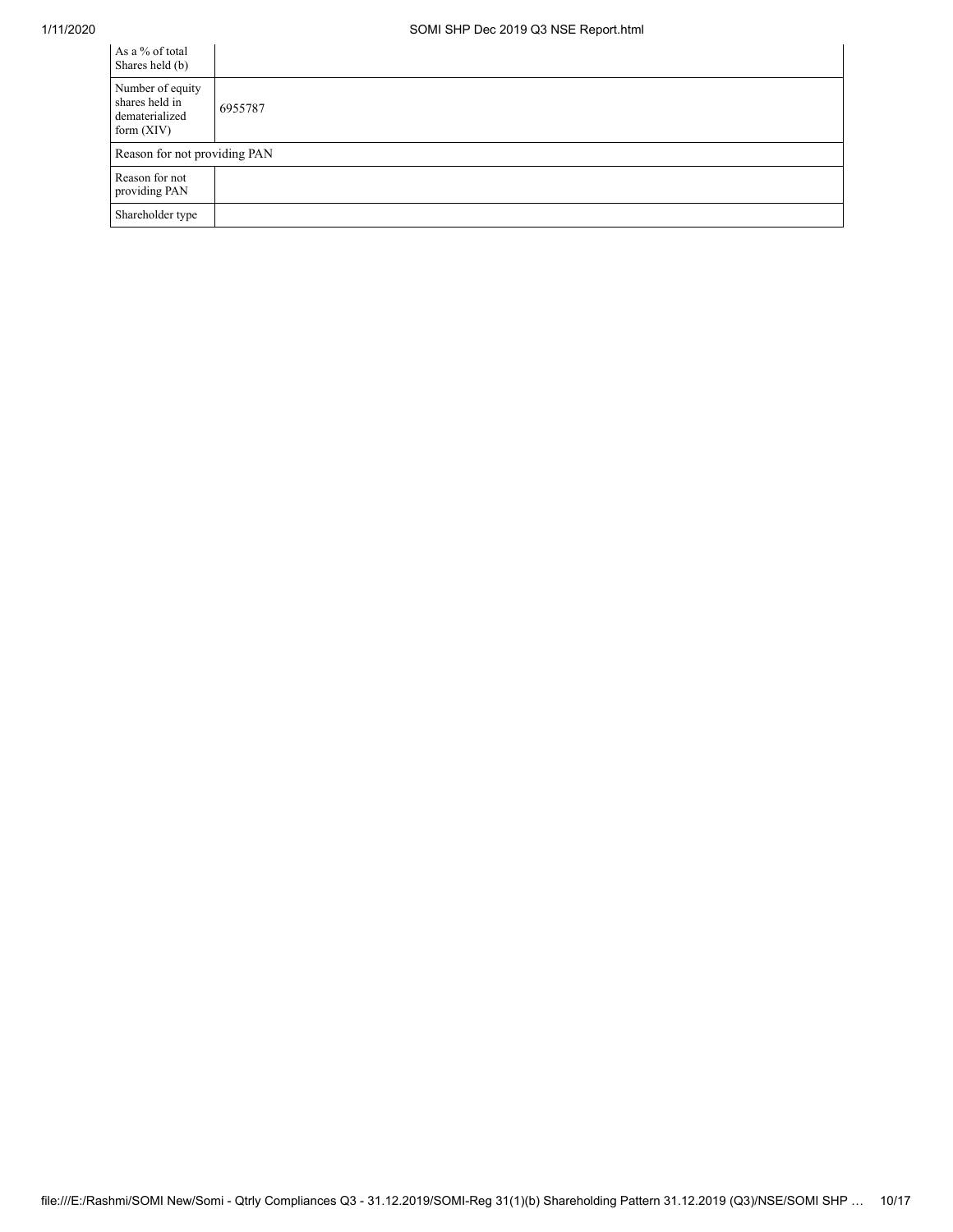| | |
|---|---|
| As a % of total Shares held (b) | |
| Number of equity shares held in dematerialized form (XIV) | 6955787 |
| Reason for not providing PAN | |
| Reason for not providing PAN | |
| Shareholder type | |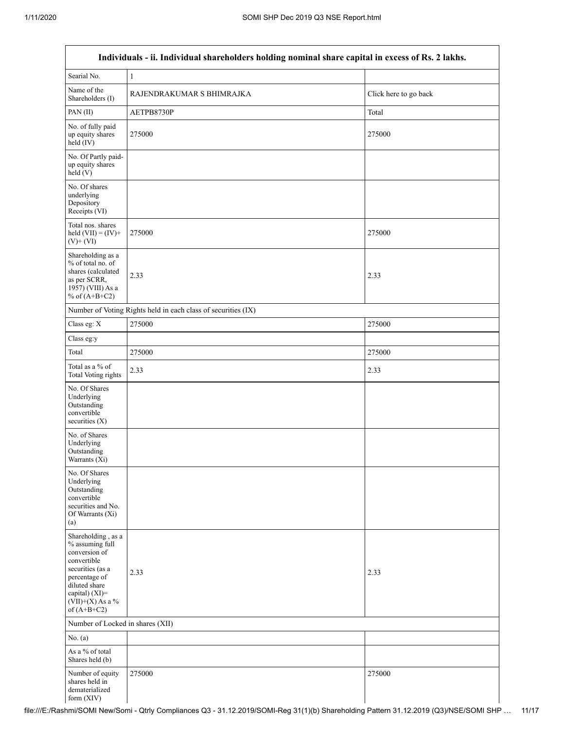| Individuals - ii. Individual shareholders holding nominal share capital in excess of Rs. 2 lakhs. | | |
|---|---|---|
| Searial No. | 1 | |
| Name of the Shareholders (I) | RAJENDRAKUMAR S BHIMRAJKA | Click here to go back |
| PAN (II) | AETPB8730P | Total |
| No. of fully paid up equity shares held (IV) | 275000 | 275000 |
| No. Of Partly paid-up equity shares held (V) | | |
| No. Of shares underlying Depository Receipts (VI) | | |
| Total nos. shares held (VII) = (IV)+ (V)+ (VI) | 275000 | 275000 |
| Shareholding as a % of total no. of shares (calculated as per SCRR, 1957) (VIII) As a % of (A+B+C2) | 2.33 | 2.33 |
| Number of Voting Rights held in each class of securities (IX) | | |
| Class eg: X | 275000 | 275000 |
| Class eg:y | | |
| Total | 275000 | 275000 |
| Total as a % of Total Voting rights | 2.33 | 2.33 |
| No. Of Shares Underlying Outstanding convertible securities (X) | | |
| No. of Shares Underlying Outstanding Warrants (Xi) | | |
| No. Of Shares Underlying Outstanding convertible securities and No. Of Warrants (Xi) (a) | | |
| Shareholding , as a % assuming full conversion of convertible securities (as a percentage of diluted share capital) (XI)= (VII)+(X) As a % of (A+B+C2) | 2.33 | 2.33 |
| Number of Locked in shares (XII) | | |
| No. (a) | | |
| As a % of total Shares held (b) | | |
| Number of equity shares held in dematerialized form (XIV) | 275000 | 275000 |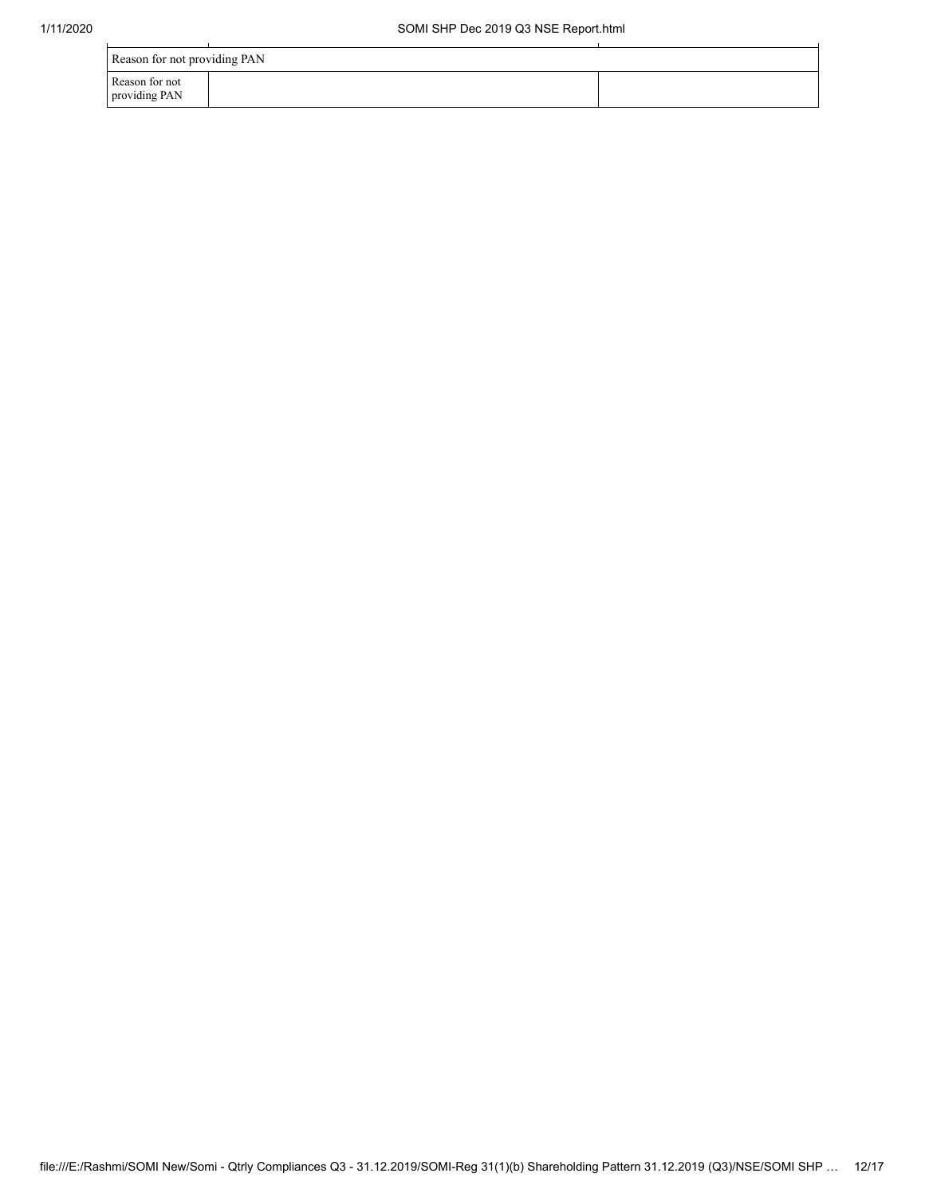| Reason for not providing PAN | | |
|---|---|---|
| Reason for not providing PAN | | |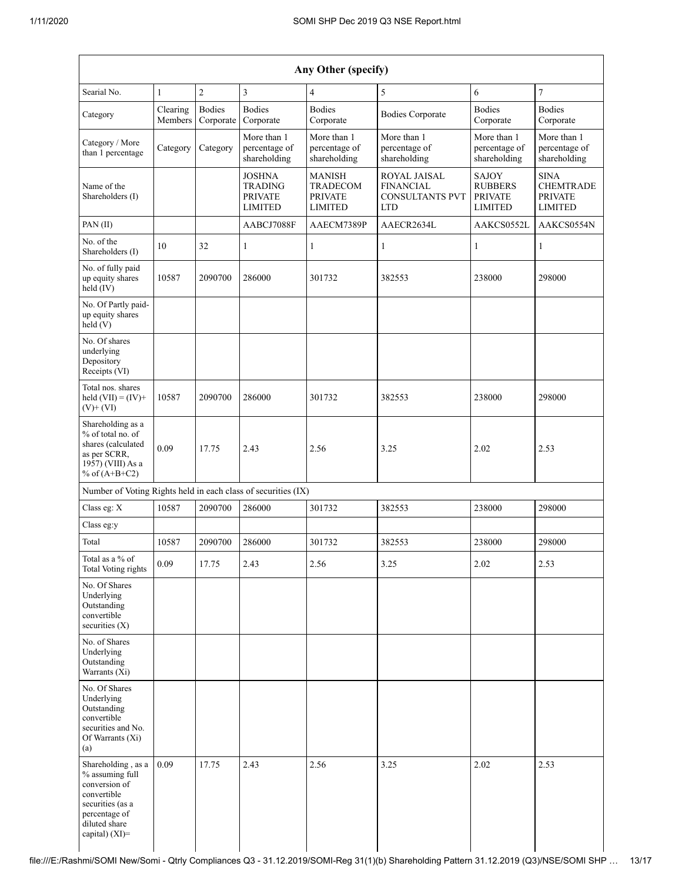| Any Other (specify) | | | | | | | |
|---|---|---|---|---|---|---|---|
| Searial No. | 1 | 2 | 3 | 4 | 5 | 6 | 7 |
| Category | Clearing Members | Bodies Corporate | Bodies Corporate | Bodies Corporate | Bodies Corporate | Bodies Corporate | Bodies Corporate |
| Category / More than 1 percentage | Category | Category | More than 1 percentage of shareholding | More than 1 percentage of shareholding | More than 1 percentage of shareholding | More than 1 percentage of shareholding | More than 1 percentage of shareholding |
| Name of the Shareholders (I) | | | JOSHNA TRADING PRIVATE LIMITED | MANISH TRADECOM PRIVATE LIMITED | ROYAL JAISAL FINANCIAL CONSULTANTS PVT LTD | SAJOY RUBBERS PRIVATE LIMITED | SINA CHEMTRADE PRIVATE LIMITED |
| PAN (II) | | | AABCJ7088F | AAECM7389P | AAECR2634L | AAKCS0552L | AAKCS0554N |
| No. of the Shareholders (I) | 10 | 32 | 1 | 1 | 1 | 1 | 1 |
| No. of fully paid up equity shares held (IV) | 10587 | 2090700 | 286000 | 301732 | 382553 | 238000 | 298000 |
| No. Of Partly paid-up equity shares held (V) | | | | | | | |
| No. Of shares underlying Depository Receipts (VI) | | | | | | | |
| Total nos. shares held (VII) = (IV)+(V)+ (VI) | 10587 | 2090700 | 286000 | 301732 | 382553 | 238000 | 298000 |
| Shareholding as a % of total no. of shares (calculated as per SCRR, 1957) (VIII) As a % of (A+B+C2) | 0.09 | 17.75 | 2.43 | 2.56 | 3.25 | 2.02 | 2.53 |
| Number of Voting Rights held in each class of securities (IX) | | | | | | | |
| Class eg: X | 10587 | 2090700 | 286000 | 301732 | 382553 | 238000 | 298000 |
| Class eg:y | | | | | | | |
| Total | 10587 | 2090700 | 286000 | 301732 | 382553 | 238000 | 298000 |
| Total as a % of Total Voting rights | 0.09 | 17.75 | 2.43 | 2.56 | 3.25 | 2.02 | 2.53 |
| No. Of Shares Underlying Outstanding convertible securities (X) | | | | | | | |
| No. of Shares Underlying Outstanding Warrants (Xi) | | | | | | | |
| No. Of Shares Underlying Outstanding convertible securities and No. Of Warrants (Xi) (a) | | | | | | | |
| Shareholding , as a % assuming full conversion of convertible securities (as a percentage of diluted share capital) (XI)= | 0.09 | 17.75 | 2.43 | 2.56 | 3.25 | 2.02 | 2.53 |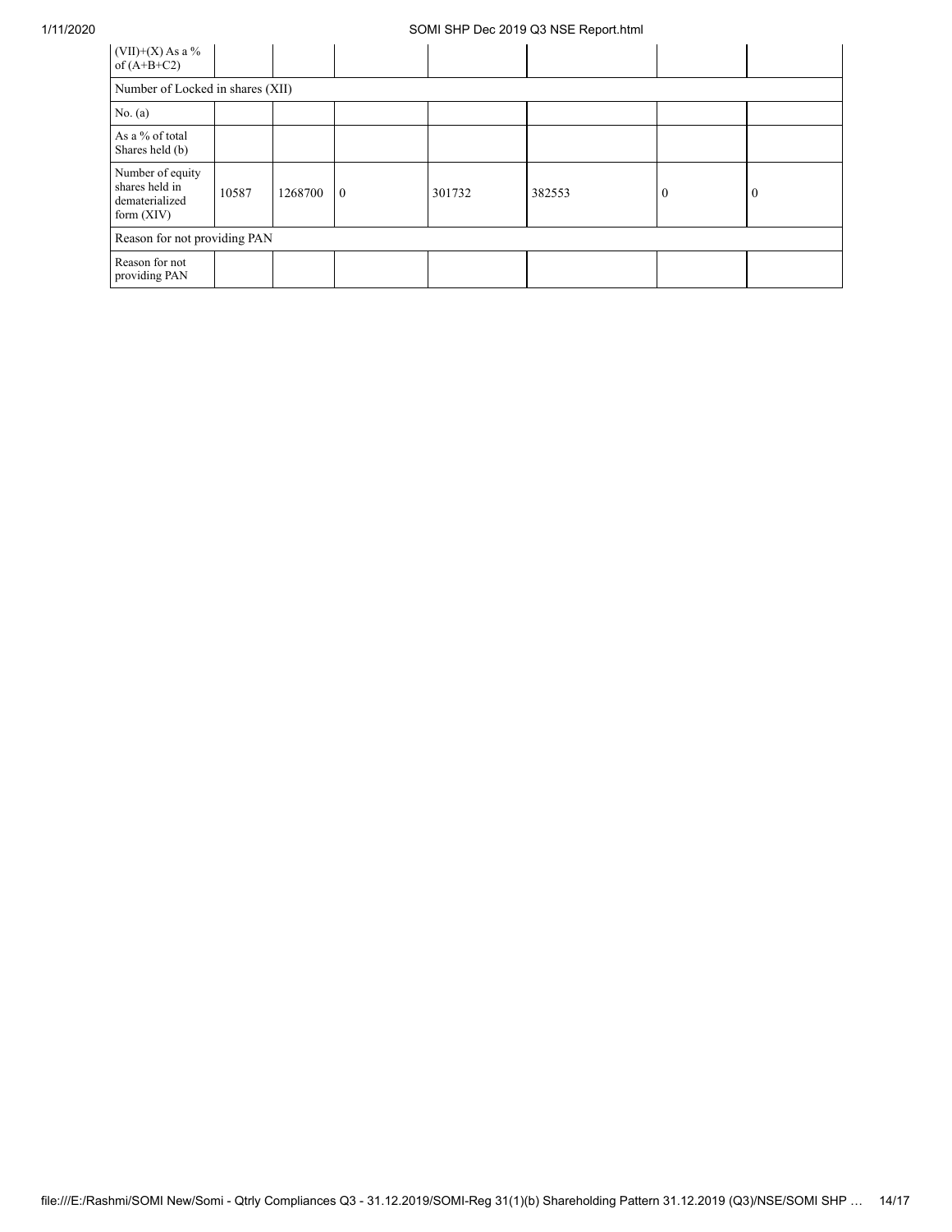| (VII)+(X) As a % of (A+B+C2) | | | | | | | |
|---|---|---|---|---|---|---|---|
| Number of Locked in shares (XII) | | | | | | | |
| No. (a) | | | | | | | |
| As a % of total Shares held (b) | | | | | | | |
| Number of equity shares held in dematerialized form (XIV) | 10587 | 1268700 | 0 | 301732 | 382553 | 0 | 0 |
| Reason for not providing PAN | | | | | | | |
| Reason for not providing PAN | | | | | | | |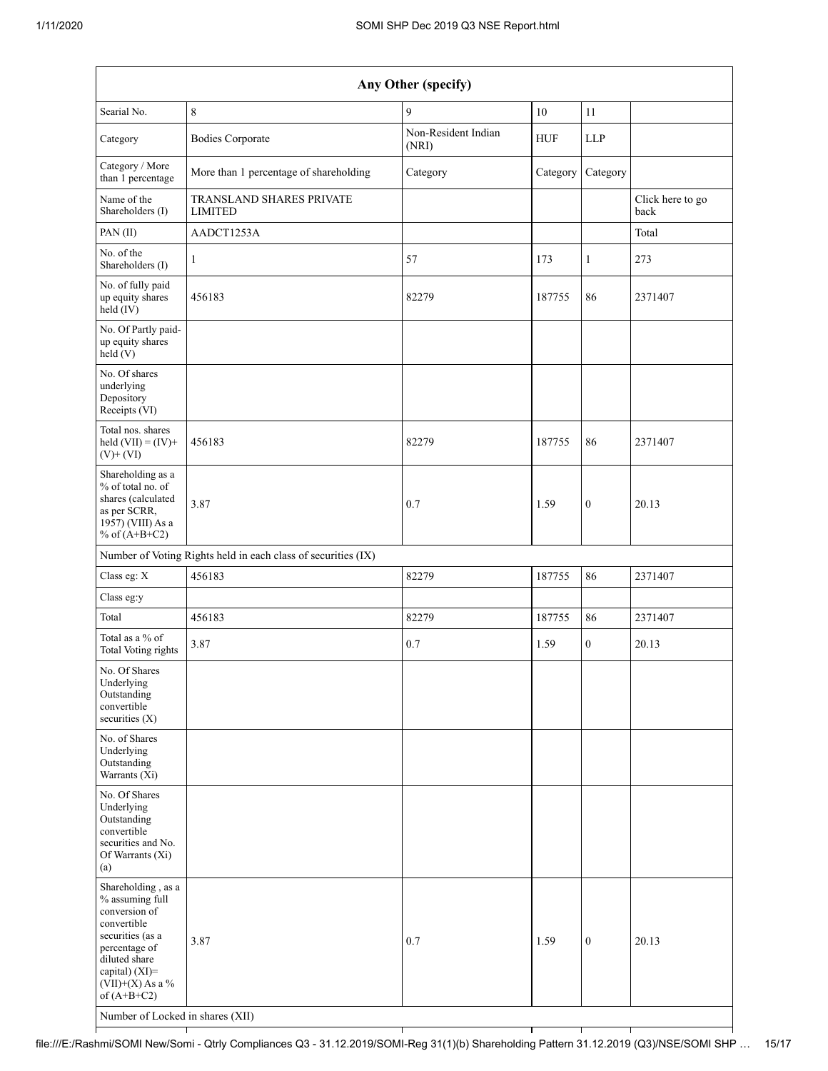| Any Other (specify) | | | | | |
|---|---|---|---|---|---|
| Searial No. | 8 | 9 | 10 | 11 | |
| Category | Bodies Corporate | Non-Resident Indian (NRI) | HUF | LLP | |
| Category / More than 1 percentage | More than 1 percentage of shareholding | Category | Category | Category | |
| Name of the Shareholders (I) | TRANSLAND SHARES PRIVATE LIMITED | | | | Click here to go back |
| PAN (II) | AADCT1253A | | | | Total |
| No. of the Shareholders (I) | 1 | 57 | 173 | 1 | 273 |
| No. of fully paid up equity shares held (IV) | 456183 | 82279 | 187755 | 86 | 2371407 |
| No. Of Partly paid-up equity shares held (V) | | | | | |
| No. Of shares underlying Depository Receipts (VI) | | | | | |
| Total nos. shares held (VII) = (IV)+ (V)+ (VI) | 456183 | 82279 | 187755 | 86 | 2371407 |
| Shareholding as a % of total no. of shares (calculated as per SCRR, 1957) (VIII) As a % of (A+B+C2) | 3.87 | 0.7 | 1.59 | 0 | 20.13 |
| Number of Voting Rights held in each class of securities (IX) | | | | | |
| Class eg: X | 456183 | 82279 | 187755 | 86 | 2371407 |
| Class eg:y | | | | | |
| Total | 456183 | 82279 | 187755 | 86 | 2371407 |
| Total as a % of Total Voting rights | 3.87 | 0.7 | 1.59 | 0 | 20.13 |
| No. Of Shares Underlying Outstanding convertible securities (X) | | | | | |
| No. of Shares Underlying Outstanding Warrants (Xi) | | | | | |
| No. Of Shares Underlying Outstanding convertible securities and No. Of Warrants (Xi) (a) | | | | | |
| Shareholding , as a % assuming full conversion of convertible securities (as a percentage of diluted share capital) (XI)= (VII)+(X) As a % of (A+B+C2) | 3.87 | 0.7 | 1.59 | 0 | 20.13 |
| Number of Locked in shares (XII) | | | | | |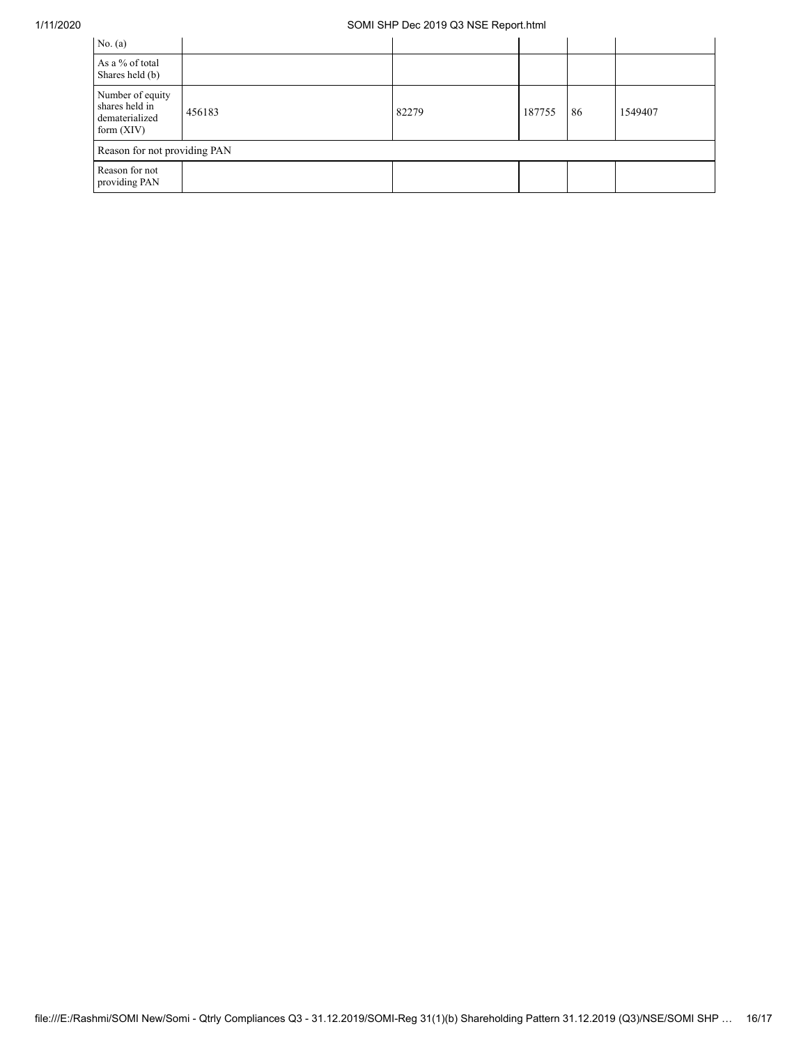| No. (a) | | | | | |
|---|---|---|---|---|---|
| As a % of total Shares held (b) | | | | | |
| Number of equity shares held in dematerialized form (XIV) | 456183 | 82279 | 187755 | 86 | 1549407 |
| Reason for not providing PAN | | | | | |
| Reason for not providing PAN | | | | | |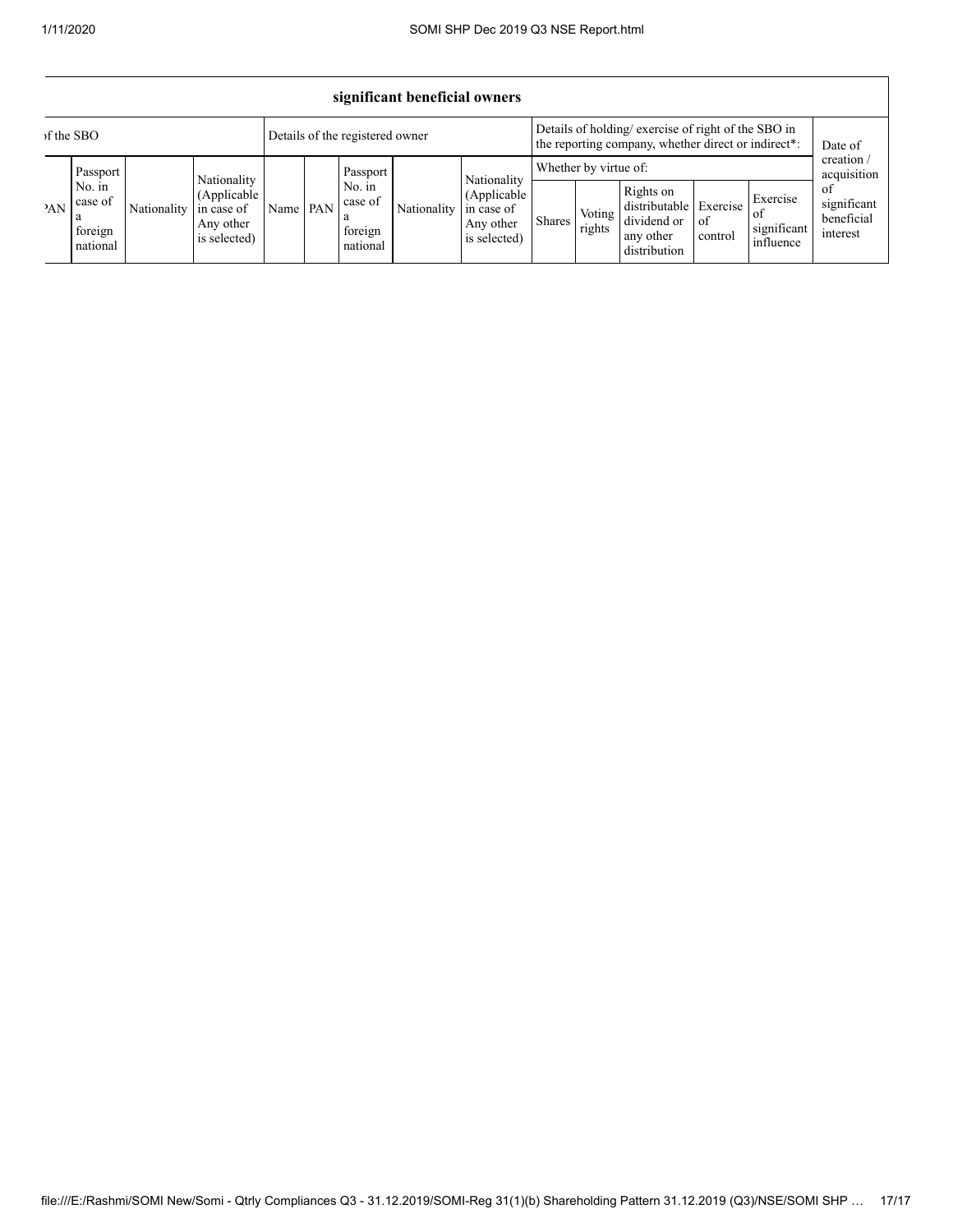| significant beneficial owners | | | | | | | | | | | | | | | |
|---|---|---|---|---|---|---|---|---|---|---|---|---|---|---|---|
| of the SBO | | | | Details of the registered owner | | | | | Details of holding/ exercise of right of the SBO in the reporting company, whether direct or indirect*: | | | | | Date of creation / acquisition of significant beneficial interest |
| | | | | | | | | | Whether by virtue of: | | | | | |
| PAN | Passport No. in case of a foreign national | Nationality | Nationality (Applicable in case of Any other is selected) | Name | PAN | Passport No. in case of a foreign national | Nationality | Nationality (Applicable in case of Any other is selected) | Shares | Voting rights | Rights on distributable dividend or any other distribution | Exercise of control | Exercise of significant influence | |